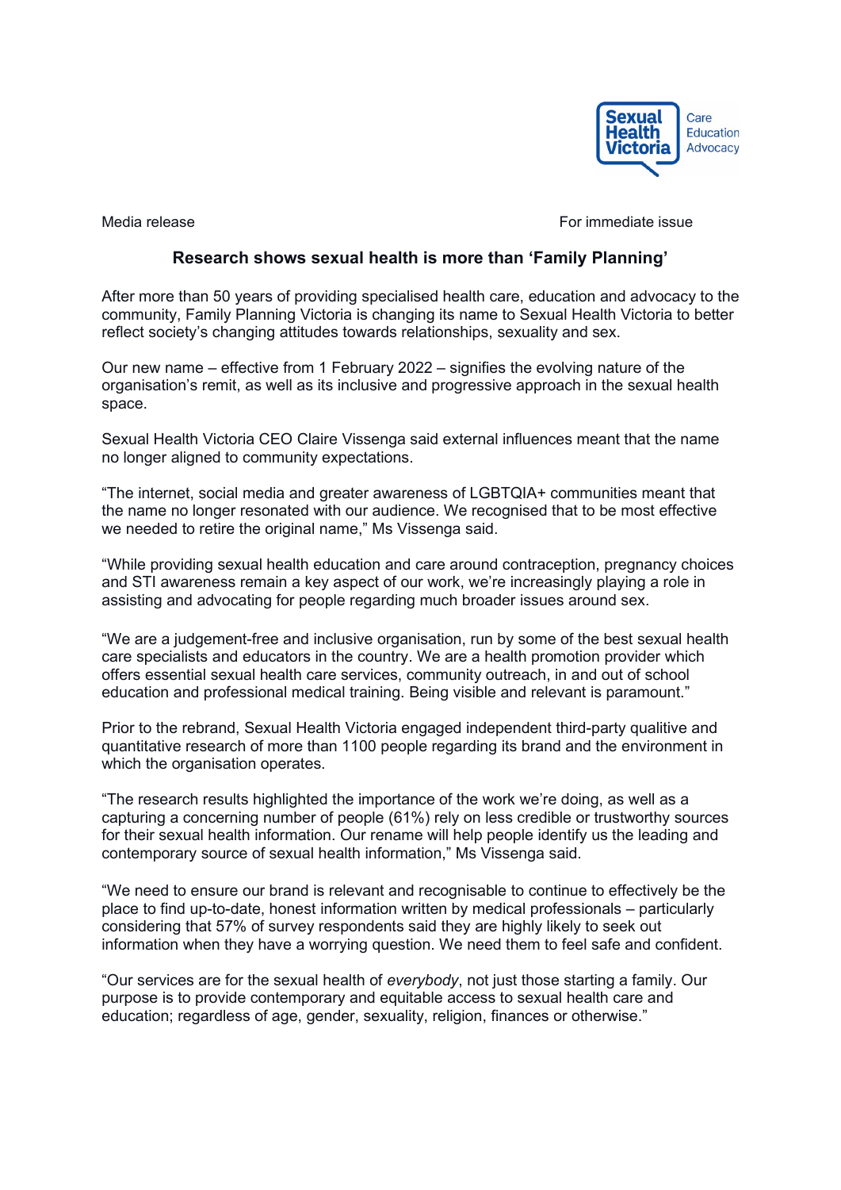Media release

For immediate issue

## Research shows sexual health is more than 'Family Planning'

After more than 50 years of providing specialised health care, education and advocacy to the community, Family Planning Victoria is changing its name to Sexual Health Victoria to better reflect society's changing attitudes towards relationships, sexuality and sex.

Our new name – effective from 1 February 2022 – signifies the evolving nature of the organisation's remit, as well as its inclusive and progressive approach in the sexual health space.

Sexual Health Victoria CEO Claire Vissenga said external influences meant that the name no longer aligned to community expectations.

"The internet, social media and greater awareness of LGBTQIA+ communities meant that the name no longer resonated with our audience. We recognised that to be most effective we needed to retire the original name," Ms Vissenga said.

"While providing sexual health education and care around contraception, pregnancy choices and STI awareness remain a key aspect of our work, we're increasingly playing a role in assisting and advocating for people regarding much broader issues around sex.

"We are a judgement-free and inclusive organisation, run by some of the best sexual health care specialists and educators in the country. We are a health promotion provider which offers essential sexual health care services, community outreach, in and out of school education and professional medical training. Being visible and relevant is paramount."

Prior to the rebrand, Sexual Health Victoria engaged independent third-party qualitive and quantitative research of more than 1100 people regarding its brand and the environment in which the organisation operates.

"The research results highlighted the importance of the work we're doing, as well as a capturing a concerning number of people (61%) rely on less credible or trustworthy sources for their sexual health information. Our rename will help people identify us the leading and contemporary source of sexual health information," Ms Vissenga said.

"We need to ensure our brand is relevant and recognisable to continue to effectively be the place to find up-to-date, honest information written by medical professionals – particularly considering that 57% of survey respondents said they are highly likely to seek out information when they have a worrying question. We need them to feel safe and confident.

"Our services are for the sexual health of *everybody*, not just those starting a family. Our purpose is to provide contemporary and equitable access to sexual health care and education; regardless of age, gender, sexuality, religion, finances or otherwise."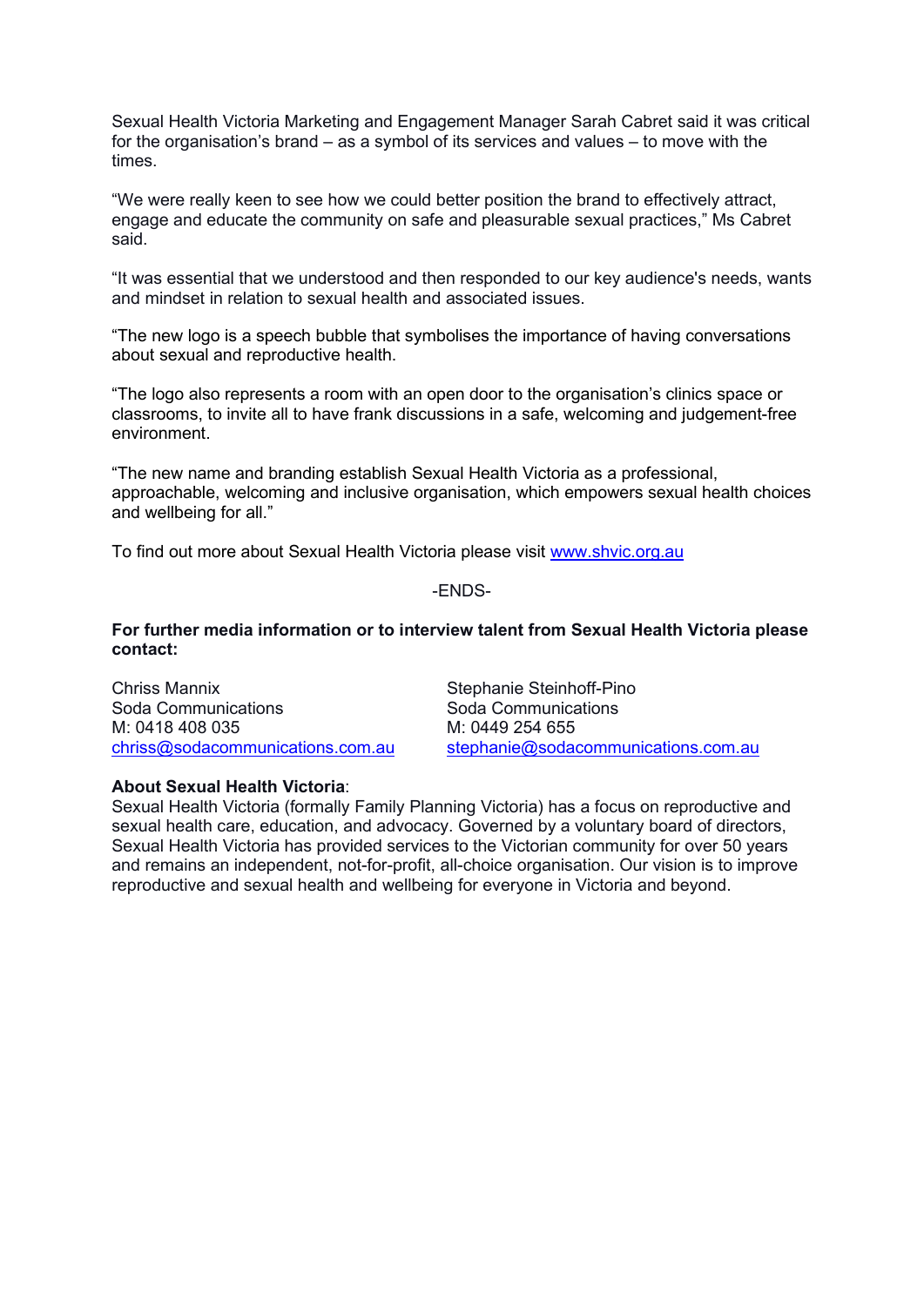Sexual Health Victoria Marketing and Engagement Manager Sarah Cabret said it was critical for the organisation's brand – as a symbol of its services and values – to move with the times.

"We were really keen to see how we could better position the brand to effectively attract, engage and educate the community on safe and pleasurable sexual practices," Ms Cabret said.

"It was essential that we understood and then responded to our key audience's needs, wants and mindset in relation to sexual health and associated issues.

"The new logo is a speech bubble that symbolises the importance of having conversations about sexual and reproductive health.

"The logo also represents a room with an open door to the organisation's clinics space or classrooms, to invite all to have frank discussions in a safe, welcoming and judgement-free environment.

"The new name and branding establish Sexual Health Victoria as a professional, approachable, welcoming and inclusive organisation, which empowers sexual health choices and wellbeing for all."

To find out more about Sexual Health Victoria please visit [www.shvic.org.au](www.shvic.org.au)

-ENDS-

**For further media information or to interview talent from Sexual Health Victoria please contact:**

Chriss Mannix
Soda Communications
M: 0418 408 035
chriss@sodacommunications.com.au

Stephanie Steinhoff-Pino
Soda Communications
M: 0449 254 655
stephanie@sodacommunications.com.au

**About Sexual Health Victoria**:
Sexual Health Victoria (formally Family Planning Victoria) has a focus on reproductive and sexual health care, education, and advocacy. Governed by a voluntary board of directors, Sexual Health Victoria has provided services to the Victorian community for over 50 years and remains an independent, not-for-profit, all-choice organisation. Our vision is to improve reproductive and sexual health and wellbeing for everyone in Victoria and beyond.